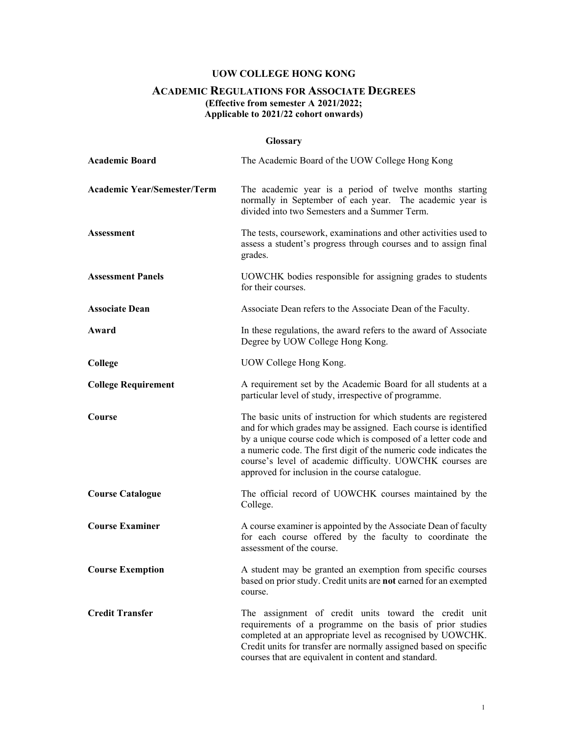# UOW COLLEGE HONG KONG

## ACADEMIC REGULATIONS FOR ASSOCIATE DEGREES

**(Effective from semester A 2021/2022;**
**Applicable to 2021/22 cohort onwards)**

### Glossary

| | |
|---|---|
| **Academic Board** | The Academic Board of the UOW College Hong Kong |
| **Academic Year/Semester/Term** | The academic year is a period of twelve months starting normally in September of each year. The academic year is divided into two Semesters and a Summer Term. |
| **Assessment** | The tests, coursework, examinations and other activities used to assess a student's progress through courses and to assign final grades. |
| **Assessment Panels** | UOWCHK bodies responsible for assigning grades to students for their courses. |
| **Associate Dean** | Associate Dean refers to the Associate Dean of the Faculty. |
| **Award** | In these regulations, the award refers to the award of Associate Degree by UOW College Hong Kong. |
| **College** | UOW College Hong Kong. |
| **College Requirement** | A requirement set by the Academic Board for all students at a particular level of study, irrespective of programme. |
| **Course** | The basic units of instruction for which students are registered and for which grades may be assigned. Each course is identified by a unique course code which is composed of a letter code and a numeric code. The first digit of the numeric code indicates the course's level of academic difficulty. UOWCHK courses are approved for inclusion in the course catalogue. |
| **Course Catalogue** | The official record of UOWCHK courses maintained by the College. |
| **Course Examiner** | A course examiner is appointed by the Associate Dean of faculty for each course offered by the faculty to coordinate the assessment of the course. |
| **Course Exemption** | A student may be granted an exemption from specific courses based on prior study. Credit units are **not** earned for an exempted course. |
| **Credit Transfer** | The assignment of credit units toward the credit unit requirements of a programme on the basis of prior studies completed at an appropriate level as recognised by UOWCHK. Credit units for transfer are normally assigned based on specific courses that are equivalent in content and standard. |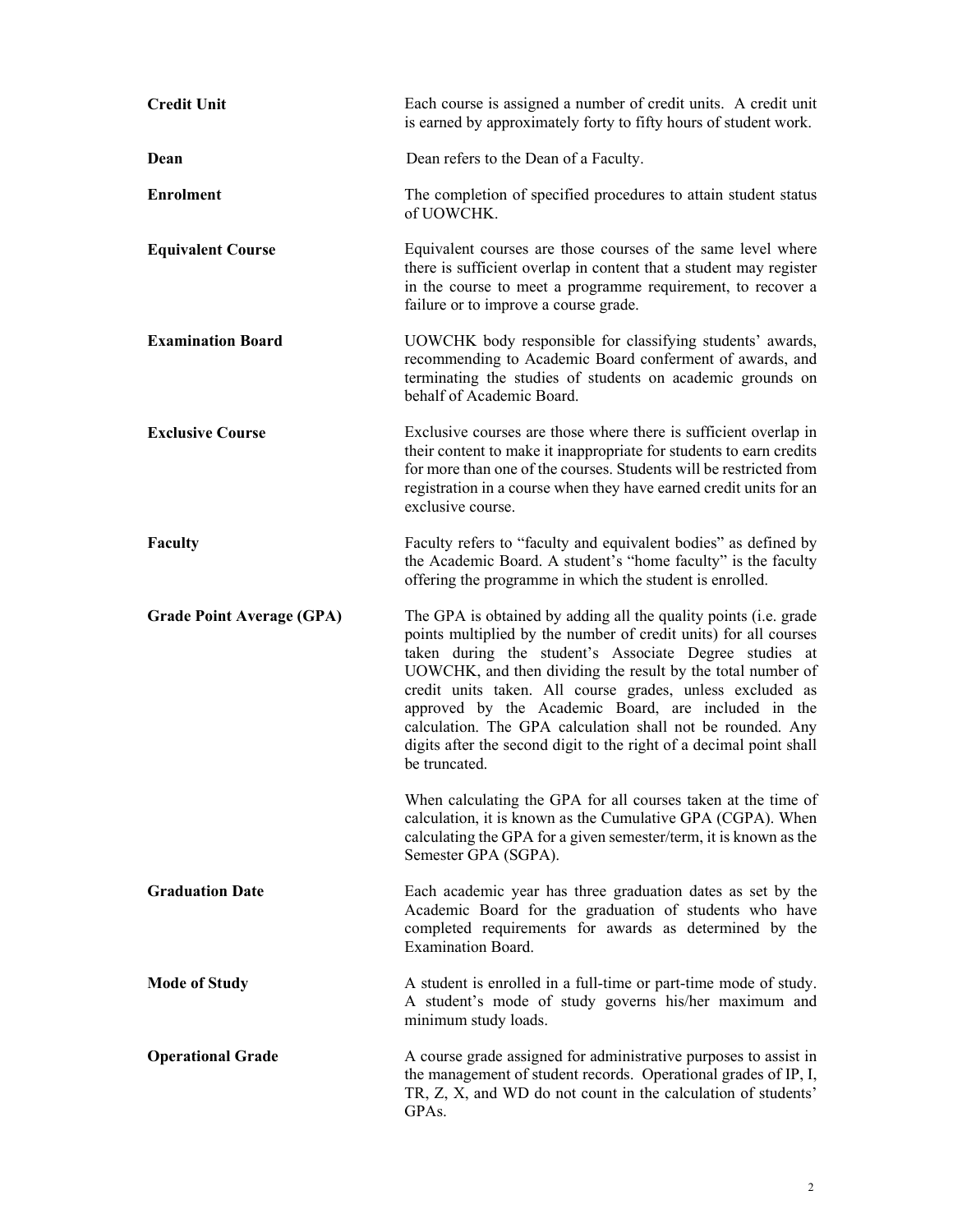**Credit Unit**
Each course is assigned a number of credit units. A credit unit is earned by approximately forty to fifty hours of student work.

**Dean**
Dean refers to the Dean of a Faculty.

**Enrolment**
The completion of specified procedures to attain student status of UOWCHK.

**Equivalent Course**
Equivalent courses are those courses of the same level where there is sufficient overlap in content that a student may register in the course to meet a programme requirement, to recover a failure or to improve a course grade.

**Examination Board**
UOWCHK body responsible for classifying students' awards, recommending to Academic Board conferment of awards, and terminating the studies of students on academic grounds on behalf of Academic Board.

**Exclusive Course**
Exclusive courses are those where there is sufficient overlap in their content to make it inappropriate for students to earn credits for more than one of the courses. Students will be restricted from registration in a course when they have earned credit units for an exclusive course.

**Faculty**
Faculty refers to "faculty and equivalent bodies" as defined by the Academic Board. A student's "home faculty" is the faculty offering the programme in which the student is enrolled.

**Grade Point Average (GPA)**
The GPA is obtained by adding all the quality points (i.e. grade points multiplied by the number of credit units) for all courses taken during the student's Associate Degree studies at UOWCHK, and then dividing the result by the total number of credit units taken. All course grades, unless excluded as approved by the Academic Board, are included in the calculation. The GPA calculation shall not be rounded. Any digits after the second digit to the right of a decimal point shall be truncated.

When calculating the GPA for all courses taken at the time of calculation, it is known as the Cumulative GPA (CGPA). When calculating the GPA for a given semester/term, it is known as the Semester GPA (SGPA).

**Graduation Date**
Each academic year has three graduation dates as set by the Academic Board for the graduation of students who have completed requirements for awards as determined by the Examination Board.

**Mode of Study**
A student is enrolled in a full-time or part-time mode of study. A student's mode of study governs his/her maximum and minimum study loads.

**Operational Grade**
A course grade assigned for administrative purposes to assist in the management of student records. Operational grades of IP, I, TR, Z, X, and WD do not count in the calculation of students' GPAs.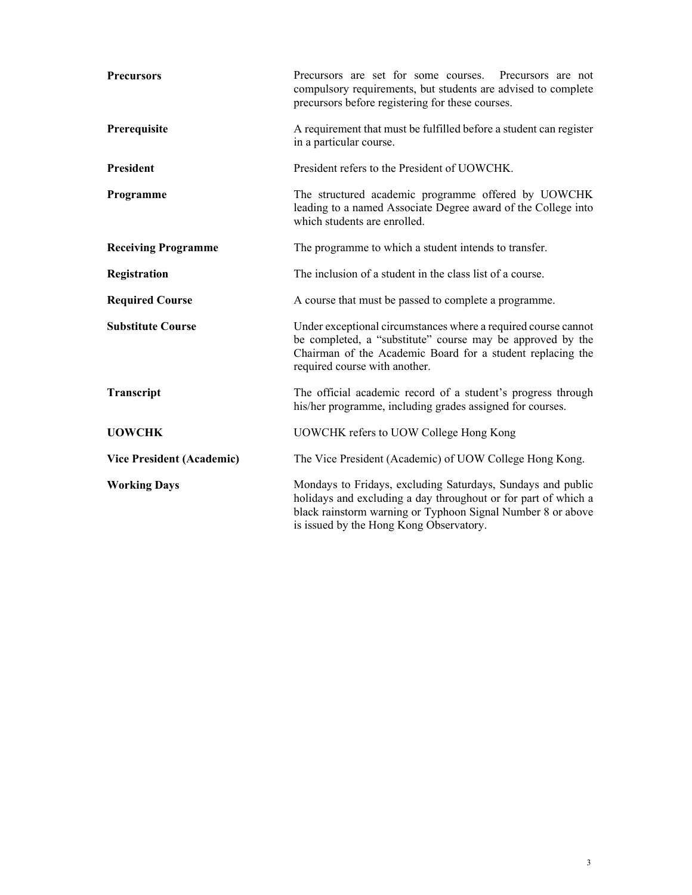| | |
|---|---|
| **Precursors** | Precursors are set for some courses. Precursors are not compulsory requirements, but students are advised to complete precursors before registering for these courses. |
| **Prerequisite** | A requirement that must be fulfilled before a student can register in a particular course. |
| **President** | President refers to the President of UOWCHK. |
| **Programme** | The structured academic programme offered by UOWCHK leading to a named Associate Degree award of the College into which students are enrolled. |
| **Receiving Programme** | The programme to which a student intends to transfer. |
| **Registration** | The inclusion of a student in the class list of a course. |
| **Required Course** | A course that must be passed to complete a programme. |
| **Substitute Course** | Under exceptional circumstances where a required course cannot be completed, a "substitute" course may be approved by the Chairman of the Academic Board for a student replacing the required course with another. |
| **Transcript** | The official academic record of a student's progress through his/her programme, including grades assigned for courses. |
| **UOWCHK** | UOWCHK refers to UOW College Hong Kong |
| **Vice President (Academic)** | The Vice President (Academic) of UOW College Hong Kong. |
| **Working Days** | Mondays to Fridays, excluding Saturdays, Sundays and public holidays and excluding a day throughout or for part of which a black rainstorm warning or Typhoon Signal Number 8 or above is issued by the Hong Kong Observatory. |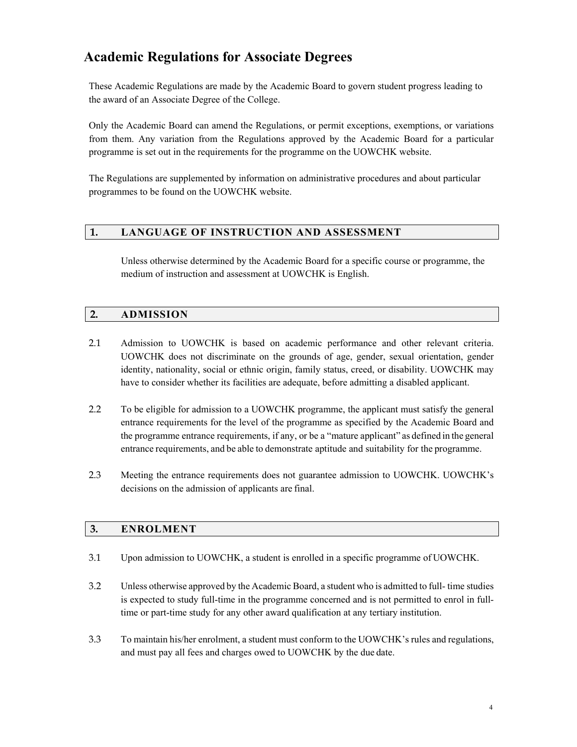# Academic Regulations for Associate Degrees

These Academic Regulations are made by the Academic Board to govern student progress leading to the award of an Associate Degree of the College.

Only the Academic Board can amend the Regulations, or permit exceptions, exemptions, or variations from them. Any variation from the Regulations approved by the Academic Board for a particular programme is set out in the requirements for the programme on the UOWCHK website.

The Regulations are supplemented by information on administrative procedures and about particular programmes to be found on the UOWCHK website.

## 1. LANGUAGE OF INSTRUCTION AND ASSESSMENT

Unless otherwise determined by the Academic Board for a specific course or programme, the medium of instruction and assessment at UOWCHK is English.

## 2. ADMISSION

2.1 Admission to UOWCHK is based on academic performance and other relevant criteria. UOWCHK does not discriminate on the grounds of age, gender, sexual orientation, gender identity, nationality, social or ethnic origin, family status, creed, or disability. UOWCHK may have to consider whether its facilities are adequate, before admitting a disabled applicant.

2.2 To be eligible for admission to a UOWCHK programme, the applicant must satisfy the general entrance requirements for the level of the programme as specified by the Academic Board and the programme entrance requirements, if any, or be a "mature applicant" as defined in the general entrance requirements, and be able to demonstrate aptitude and suitability for the programme.

2.3 Meeting the entrance requirements does not guarantee admission to UOWCHK. UOWCHK's decisions on the admission of applicants are final.

## 3. ENROLMENT

3.1 Upon admission to UOWCHK, a student is enrolled in a specific programme of UOWCHK.

3.2 Unless otherwise approved by the Academic Board, a student who is admitted to full- time studies is expected to study full-time in the programme concerned and is not permitted to enrol in full-time or part-time study for any other award qualification at any tertiary institution.

3.3 To maintain his/her enrolment, a student must conform to the UOWCHK's rules and regulations, and must pay all fees and charges owed to UOWCHK by the due date.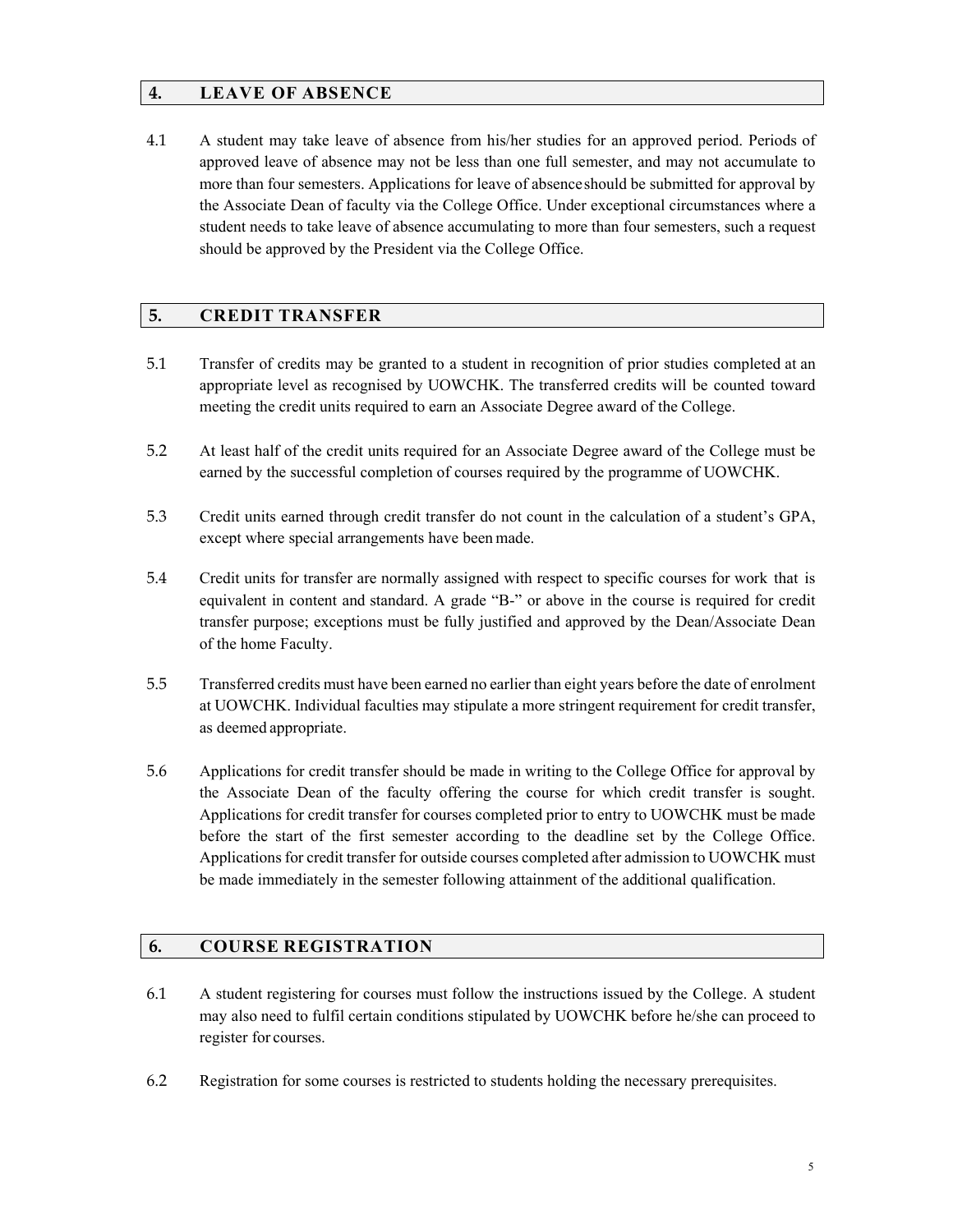## 4. LEAVE OF ABSENCE

4.1 A student may take leave of absence from his/her studies for an approved period. Periods of approved leave of absence may not be less than one full semester, and may not accumulate to more than four semesters. Applications for leave of absence should be submitted for approval by the Associate Dean of faculty via the College Office. Under exceptional circumstances where a student needs to take leave of absence accumulating to more than four semesters, such a request should be approved by the President via the College Office.

## 5. CREDIT TRANSFER

5.1 Transfer of credits may be granted to a student in recognition of prior studies completed at an appropriate level as recognised by UOWCHK. The transferred credits will be counted toward meeting the credit units required to earn an Associate Degree award of the College.

5.2 At least half of the credit units required for an Associate Degree award of the College must be earned by the successful completion of courses required by the programme of UOWCHK.

5.3 Credit units earned through credit transfer do not count in the calculation of a student's GPA, except where special arrangements have been made.

5.4 Credit units for transfer are normally assigned with respect to specific courses for work that is equivalent in content and standard. A grade "B-" or above in the course is required for credit transfer purpose; exceptions must be fully justified and approved by the Dean/Associate Dean of the home Faculty.

5.5 Transferred credits must have been earned no earlier than eight years before the date of enrolment at UOWCHK. Individual faculties may stipulate a more stringent requirement for credit transfer, as deemed appropriate.

5.6 Applications for credit transfer should be made in writing to the College Office for approval by the Associate Dean of the faculty offering the course for which credit transfer is sought. Applications for credit transfer for courses completed prior to entry to UOWCHK must be made before the start of the first semester according to the deadline set by the College Office. Applications for credit transfer for outside courses completed after admission to UOWCHK must be made immediately in the semester following attainment of the additional qualification.

## 6. COURSE REGISTRATION

6.1 A student registering for courses must follow the instructions issued by the College. A student may also need to fulfil certain conditions stipulated by UOWCHK before he/she can proceed to register for courses.

6.2 Registration for some courses is restricted to students holding the necessary prerequisites.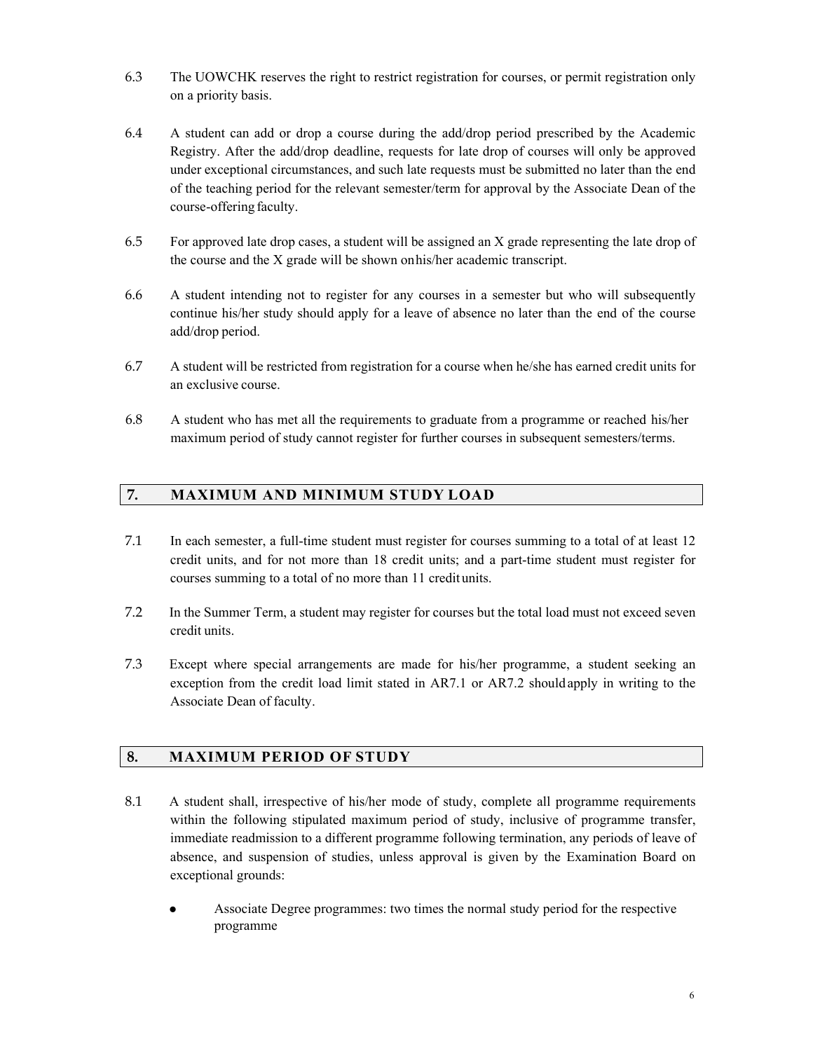6.3 The UOWCHK reserves the right to restrict registration for courses, or permit registration only on a priority basis.

6.4 A student can add or drop a course during the add/drop period prescribed by the Academic Registry. After the add/drop deadline, requests for late drop of courses will only be approved under exceptional circumstances, and such late requests must be submitted no later than the end of the teaching period for the relevant semester/term for approval by the Associate Dean of the course-offering faculty.

6.5 For approved late drop cases, a student will be assigned an X grade representing the late drop of the course and the X grade will be shown onhis/her academic transcript.

6.6 A student intending not to register for any courses in a semester but who will subsequently continue his/her study should apply for a leave of absence no later than the end of the course add/drop period.

6.7 A student will be restricted from registration for a course when he/she has earned credit units for an exclusive course.

6.8 A student who has met all the requirements to graduate from a programme or reached his/her maximum period of study cannot register for further courses in subsequent semesters/terms.

## 7. MAXIMUM AND MINIMUM STUDY LOAD

7.1 In each semester, a full-time student must register for courses summing to a total of at least 12 credit units, and for not more than 18 credit units; and a part-time student must register for courses summing to a total of no more than 11 credit units.

7.2 In the Summer Term, a student may register for courses but the total load must not exceed seven credit units.

7.3 Except where special arrangements are made for his/her programme, a student seeking an exception from the credit load limit stated in AR7.1 or AR7.2 should apply in writing to the Associate Dean of faculty.

## 8. MAXIMUM PERIOD OF STUDY

8.1 A student shall, irrespective of his/her mode of study, complete all programme requirements within the following stipulated maximum period of study, inclusive of programme transfer, immediate readmission to a different programme following termination, any periods of leave of absence, and suspension of studies, unless approval is given by the Examination Board on exceptional grounds:

- Associate Degree programmes: two times the normal study period for the respective programme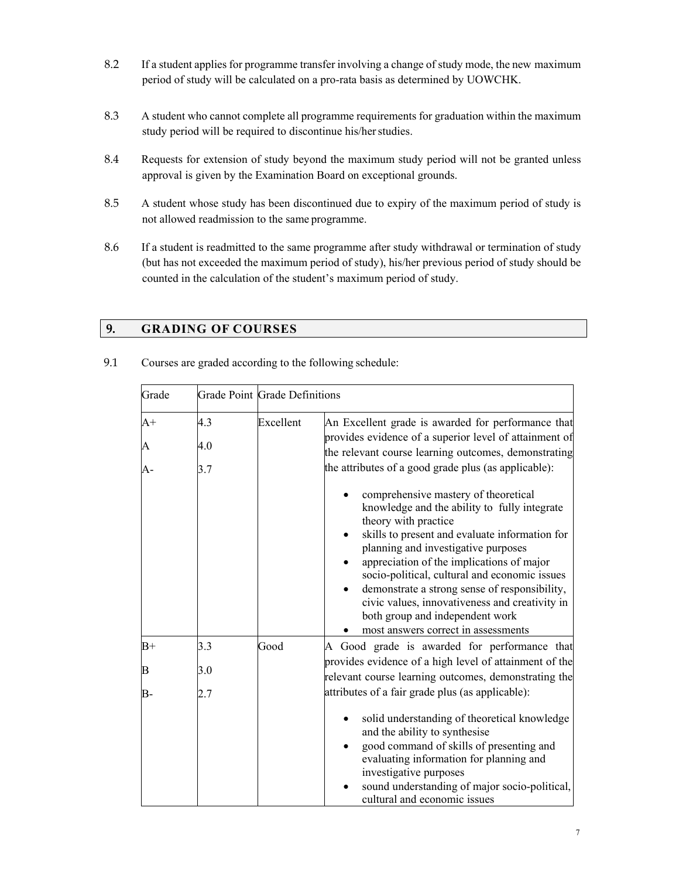8.2 If a student applies for programme transfer involving a change of study mode, the new maximum period of study will be calculated on a pro-rata basis as determined by UOWCHK.

8.3 A student who cannot complete all programme requirements for graduation within the maximum study period will be required to discontinue his/her studies.

8.4 Requests for extension of study beyond the maximum study period will not be granted unless approval is given by the Examination Board on exceptional grounds.

8.5 A student whose study has been discontinued due to expiry of the maximum period of study is not allowed readmission to the same programme.

8.6 If a student is readmitted to the same programme after study withdrawal or termination of study (but has not exceeded the maximum period of study), his/her previous period of study should be counted in the calculation of the student's maximum period of study.

## 9. GRADING OF COURSES

9.1 Courses are graded according to the following schedule:

| Grade | Grade Point | Grade Definitions | |
|---|---|---|---|
| A+<br>A<br>A- | 4.3<br>4.0<br>3.7 | Excellent | An Excellent grade is awarded for performance that provides evidence of a superior level of attainment of the relevant course learning outcomes, demonstrating the attributes of a good grade plus (as applicable):<br>• comprehensive mastery of theoretical knowledge and the ability to fully integrate theory with practice<br>• skills to present and evaluate information for planning and investigative purposes<br>• appreciation of the implications of major socio-political, cultural and economic issues<br>• demonstrate a strong sense of responsibility, civic values, innovativeness and creativity in both group and independent work<br>• most answers correct in assessments |
| B+<br>B<br>B- | 3.3<br>3.0<br>2.7 | Good | A Good grade is awarded for performance that provides evidence of a high level of attainment of the relevant course learning outcomes, demonstrating the attributes of a fair grade plus (as applicable):<br>• solid understanding of theoretical knowledge and the ability to synthesise<br>• good command of skills of presenting and evaluating information for planning and investigative purposes<br>• sound understanding of major socio-political, cultural and economic issues |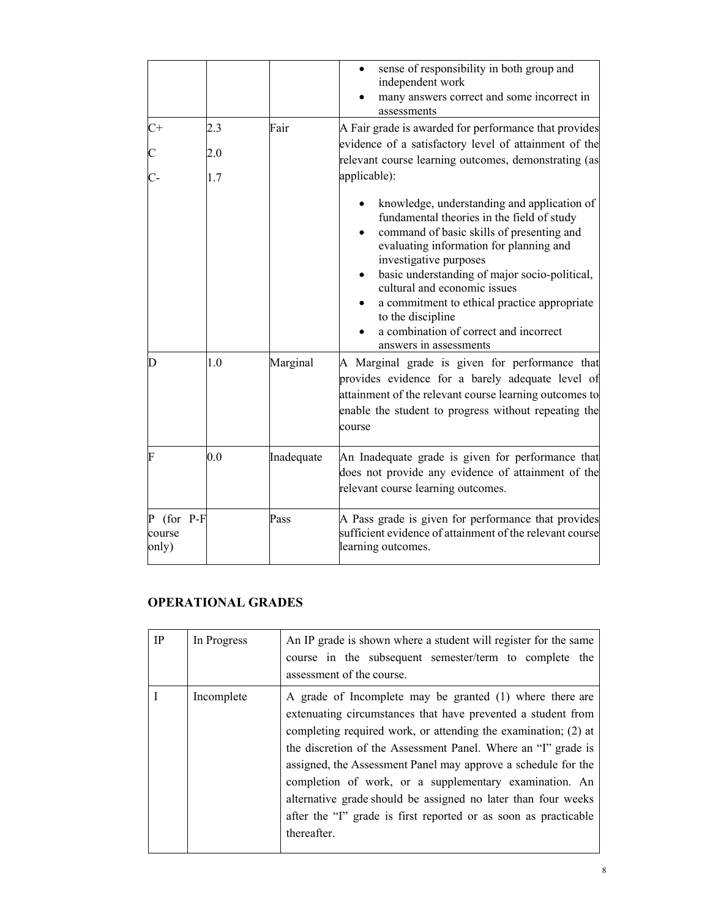| | | | • sense of responsibility in both group and independent work<br>• many answers correct and some incorrect in assessments |
|---|---|---|---|
| C+<br><br>C<br><br>C- | 2.3<br><br>2.0<br><br>1.7 | Fair | A Fair grade is awarded for performance that provides evidence of a satisfactory level of attainment of the relevant course learning outcomes, demonstrating (as applicable):<br><br>• knowledge, understanding and application of fundamental theories in the field of study<br>• command of basic skills of presenting and evaluating information for planning and investigative purposes<br>• basic understanding of major socio-political, cultural and economic issues<br>• a commitment to ethical practice appropriate to the discipline<br>• a combination of correct and incorrect answers in assessments |
| D | 1.0 | Marginal | A Marginal grade is given for performance that provides evidence for a barely adequate level of attainment of the relevant course learning outcomes to enable the student to progress without repeating the course |
| F | 0.0 | Inadequate | An Inadequate grade is given for performance that does not provide any evidence of attainment of the relevant course learning outcomes. |
| P (for P-F course only) | | Pass | A Pass grade is given for performance that provides sufficient evidence of attainment of the relevant course learning outcomes. |

## OPERATIONAL GRADES

| IP | In Progress | An IP grade is shown where a student will register for the same course in the subsequent semester/term to complete the assessment of the course. |
|---|---|---|
| I | Incomplete | A grade of Incomplete may be granted (1) where there are extenuating circumstances that have prevented a student from completing required work, or attending the examination; (2) at the discretion of the Assessment Panel. Where an "I" grade is assigned, the Assessment Panel may approve a schedule for the completion of work, or a supplementary examination. An alternative grade should be assigned no later than four weeks after the "I" grade is first reported or as soon as practicable thereafter. |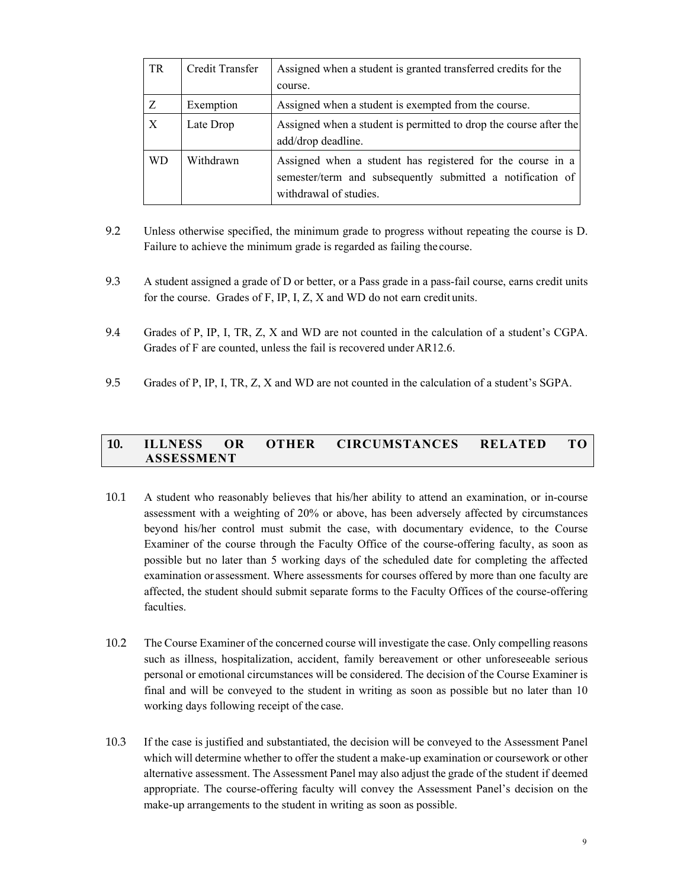| TR | Credit Transfer | Assigned when a student is granted transferred credits for the course. |
|---|---|---|
| Z | Exemption | Assigned when a student is exempted from the course. |
| X | Late Drop | Assigned when a student is permitted to drop the course after the add/drop deadline. |
| WD | Withdrawn | Assigned when a student has registered for the course in a semester/term and subsequently submitted a notification of withdrawal of studies. |

9.2 Unless otherwise specified, the minimum grade to progress without repeating the course is D. Failure to achieve the minimum grade is regarded as failing the course.

9.3 A student assigned a grade of D or better, or a Pass grade in a pass-fail course, earns credit units for the course. Grades of F, IP, I, Z, X and WD do not earn credit units.

9.4 Grades of P, IP, I, TR, Z, X and WD are not counted in the calculation of a student's CGPA. Grades of F are counted, unless the fail is recovered under AR12.6.

9.5 Grades of P, IP, I, TR, Z, X and WD are not counted in the calculation of a student's SGPA.

## 10. ILLNESS OR OTHER CIRCUMSTANCES RELATED TO ASSESSMENT

10.1 A student who reasonably believes that his/her ability to attend an examination, or in-course assessment with a weighting of 20% or above, has been adversely affected by circumstances beyond his/her control must submit the case, with documentary evidence, to the Course Examiner of the course through the Faculty Office of the course-offering faculty, as soon as possible but no later than 5 working days of the scheduled date for completing the affected examination or assessment. Where assessments for courses offered by more than one faculty are affected, the student should submit separate forms to the Faculty Offices of the course-offering faculties.

10.2 The Course Examiner of the concerned course will investigate the case. Only compelling reasons such as illness, hospitalization, accident, family bereavement or other unforeseeable serious personal or emotional circumstances will be considered. The decision of the Course Examiner is final and will be conveyed to the student in writing as soon as possible but no later than 10 working days following receipt of the case.

10.3 If the case is justified and substantiated, the decision will be conveyed to the Assessment Panel which will determine whether to offer the student a make-up examination or coursework or other alternative assessment. The Assessment Panel may also adjust the grade of the student if deemed appropriate. The course-offering faculty will convey the Assessment Panel's decision on the make-up arrangements to the student in writing as soon as possible.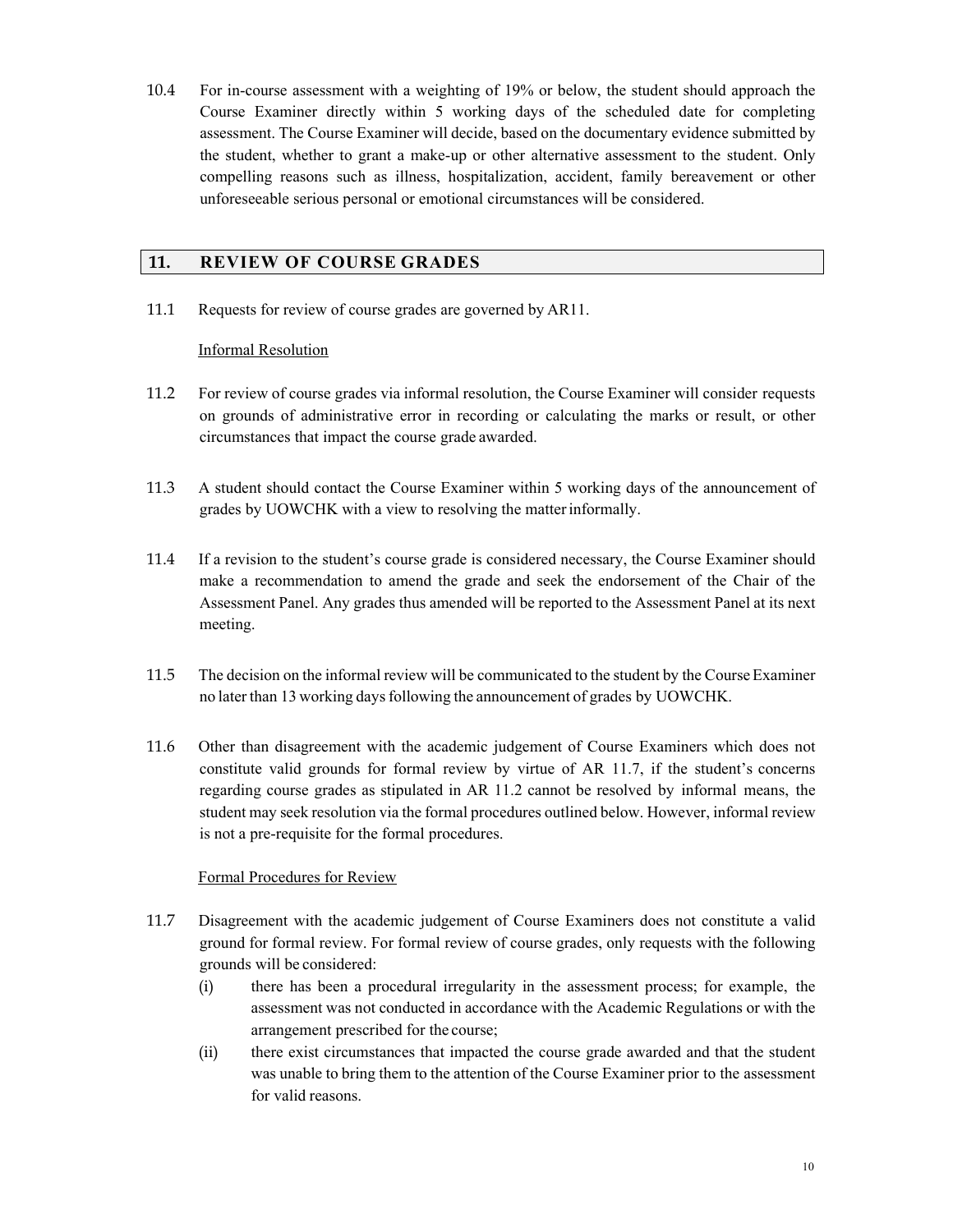10.4 For in-course assessment with a weighting of 19% or below, the student should approach the Course Examiner directly within 5 working days of the scheduled date for completing assessment. The Course Examiner will decide, based on the documentary evidence submitted by the student, whether to grant a make-up or other alternative assessment to the student. Only compelling reasons such as illness, hospitalization, accident, family bereavement or other unforeseeable serious personal or emotional circumstances will be considered.

## 11. REVIEW OF COURSE GRADES

11.1 Requests for review of course grades are governed by AR11.

Informal Resolution

11.2 For review of course grades via informal resolution, the Course Examiner will consider requests on grounds of administrative error in recording or calculating the marks or result, or other circumstances that impact the course grade awarded.

11.3 A student should contact the Course Examiner within 5 working days of the announcement of grades by UOWCHK with a view to resolving the matter informally.

11.4 If a revision to the student's course grade is considered necessary, the Course Examiner should make a recommendation to amend the grade and seek the endorsement of the Chair of the Assessment Panel. Any grades thus amended will be reported to the Assessment Panel at its next meeting.

11.5 The decision on the informal review will be communicated to the student by the Course Examiner no later than 13 working days following the announcement of grades by UOWCHK.

11.6 Other than disagreement with the academic judgement of Course Examiners which does not constitute valid grounds for formal review by virtue of AR 11.7, if the student's concerns regarding course grades as stipulated in AR 11.2 cannot be resolved by informal means, the student may seek resolution via the formal procedures outlined below. However, informal review is not a pre-requisite for the formal procedures.

Formal Procedures for Review

11.7 Disagreement with the academic judgement of Course Examiners does not constitute a valid ground for formal review. For formal review of course grades, only requests with the following grounds will be considered:

(i) there has been a procedural irregularity in the assessment process; for example, the assessment was not conducted in accordance with the Academic Regulations or with the arrangement prescribed for the course;

(ii) there exist circumstances that impacted the course grade awarded and that the student was unable to bring them to the attention of the Course Examiner prior to the assessment for valid reasons.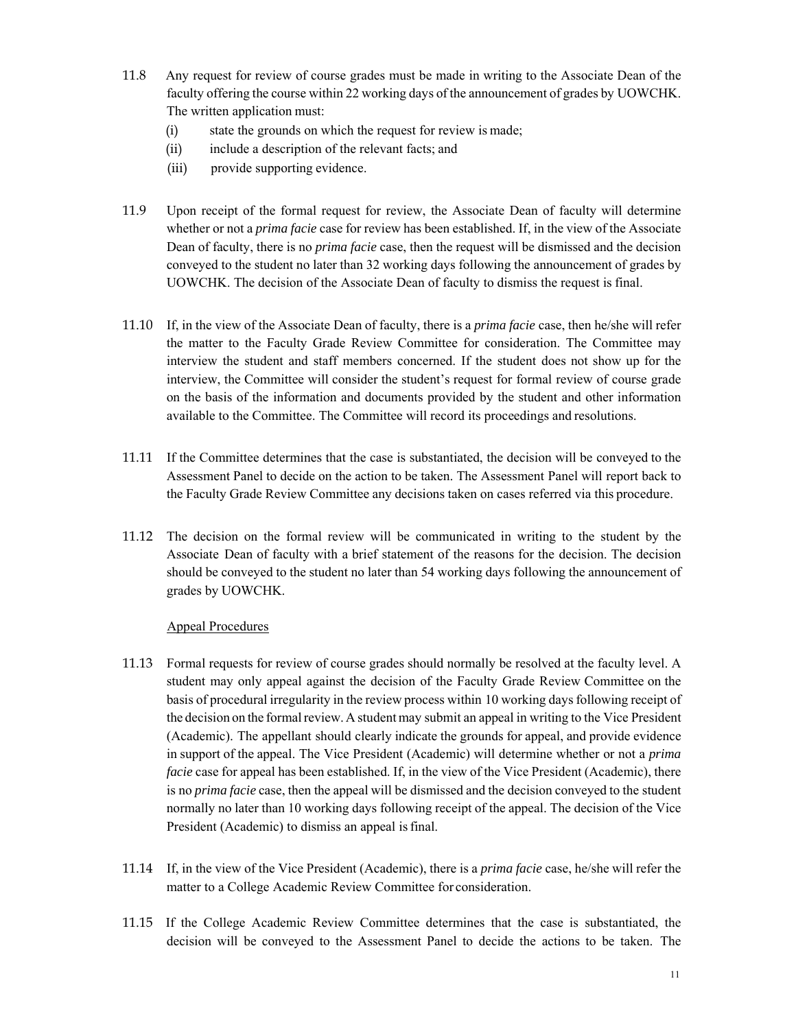11.8 Any request for review of course grades must be made in writing to the Associate Dean of the faculty offering the course within 22 working days of the announcement of grades by UOWCHK. The written application must:

(i) state the grounds on which the request for review is made;

(ii) include a description of the relevant facts; and

(iii) provide supporting evidence.

11.9 Upon receipt of the formal request for review, the Associate Dean of faculty will determine whether or not a *prima facie* case for review has been established. If, in the view of the Associate Dean of faculty, there is no *prima facie* case, then the request will be dismissed and the decision conveyed to the student no later than 32 working days following the announcement of grades by UOWCHK. The decision of the Associate Dean of faculty to dismiss the request is final.

11.10 If, in the view of the Associate Dean of faculty, there is a *prima facie* case, then he/she will refer the matter to the Faculty Grade Review Committee for consideration. The Committee may interview the student and staff members concerned. If the student does not show up for the interview, the Committee will consider the student's request for formal review of course grade on the basis of the information and documents provided by the student and other information available to the Committee. The Committee will record its proceedings and resolutions.

11.11 If the Committee determines that the case is substantiated, the decision will be conveyed to the Assessment Panel to decide on the action to be taken. The Assessment Panel will report back to the Faculty Grade Review Committee any decisions taken on cases referred via this procedure.

11.12 The decision on the formal review will be communicated in writing to the student by the Associate Dean of faculty with a brief statement of the reasons for the decision. The decision should be conveyed to the student no later than 54 working days following the announcement of grades by UOWCHK.

Appeal Procedures

11.13 Formal requests for review of course grades should normally be resolved at the faculty level. A student may only appeal against the decision of the Faculty Grade Review Committee on the basis of procedural irregularity in the review process within 10 working days following receipt of the decision on the formal review. A student may submit an appeal in writing to the Vice President (Academic). The appellant should clearly indicate the grounds for appeal, and provide evidence in support of the appeal. The Vice President (Academic) will determine whether or not a *prima facie* case for appeal has been established. If, in the view of the Vice President (Academic), there is no *prima facie* case, then the appeal will be dismissed and the decision conveyed to the student normally no later than 10 working days following receipt of the appeal. The decision of the Vice President (Academic) to dismiss an appeal is final.

11.14 If, in the view of the Vice President (Academic), there is a *prima facie* case, he/she will refer the matter to a College Academic Review Committee for consideration.

11.15 If the College Academic Review Committee determines that the case is substantiated, the decision will be conveyed to the Assessment Panel to decide the actions to be taken. The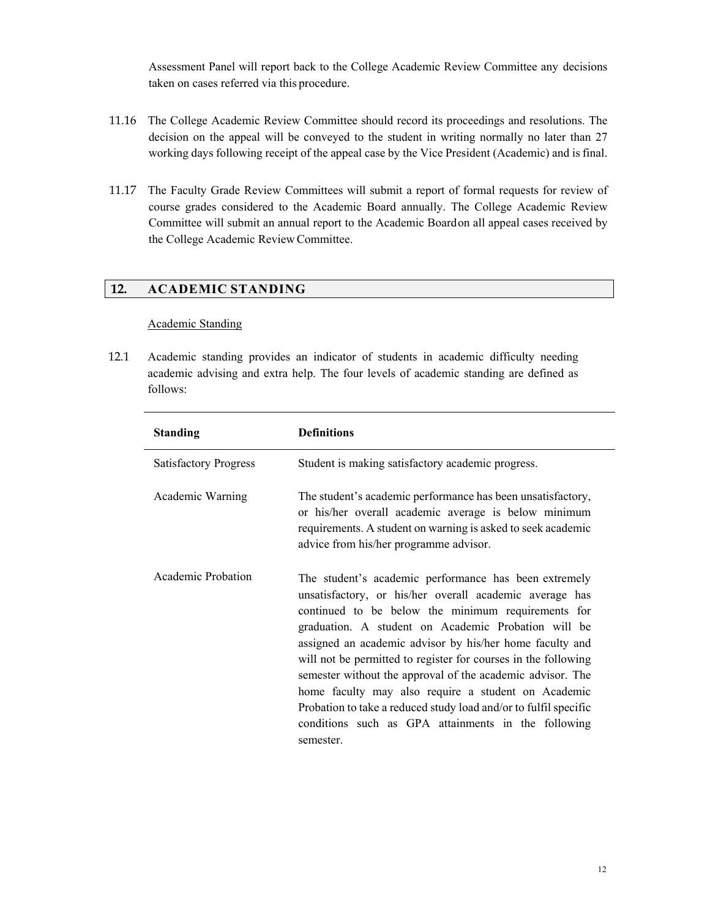Assessment Panel will report back to the College Academic Review Committee any decisions taken on cases referred via this procedure.

11.16 The College Academic Review Committee should record its proceedings and resolutions. The decision on the appeal will be conveyed to the student in writing normally no later than 27 working days following receipt of the appeal case by the Vice President (Academic) and is final.

11.17 The Faculty Grade Review Committees will submit a report of formal requests for review of course grades considered to the Academic Board annually. The College Academic Review Committee will submit an annual report to the Academic Board on all appeal cases received by the College Academic Review Committee.

## 12. ACADEMIC STANDING

Academic Standing

12.1 Academic standing provides an indicator of students in academic difficulty needing academic advising and extra help. The four levels of academic standing are defined as follows:

| Standing | Definitions |
|---|---|
| Satisfactory Progress | Student is making satisfactory academic progress. |
| Academic Warning | The student's academic performance has been unsatisfactory, or his/her overall academic average is below minimum requirements. A student on warning is asked to seek academic advice from his/her programme advisor. |
| Academic Probation | The student's academic performance has been extremely unsatisfactory, or his/her overall academic average has continued to be below the minimum requirements for graduation. A student on Academic Probation will be assigned an academic advisor by his/her home faculty and will not be permitted to register for courses in the following semester without the approval of the academic advisor. The home faculty may also require a student on Academic Probation to take a reduced study load and/or to fulfil specific conditions such as GPA attainments in the following semester. |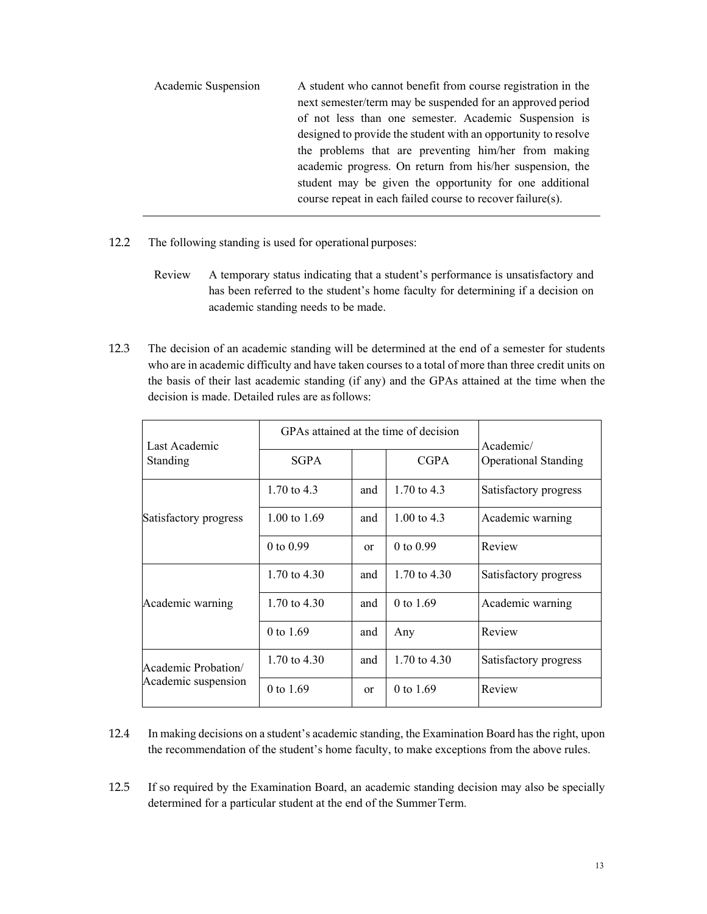| | |
|---|---|
| Academic Suspension | A student who cannot benefit from course registration in the next semester/term may be suspended for an approved period of not less than one semester. Academic Suspension is designed to provide the student with an opportunity to resolve the problems that are preventing him/her from making academic progress. On return from his/her suspension, the student may be given the opportunity for one additional course repeat in each failed course to recover failure(s). |

12.2 The following standing is used for operational purposes:

Review A temporary status indicating that a student's performance is unsatisfactory and has been referred to the student's home faculty for determining if a decision on academic standing needs to be made.

12.3 The decision of an academic standing will be determined at the end of a semester for students who are in academic difficulty and have taken courses to a total of more than three credit units on the basis of their last academic standing (if any) and the GPAs attained at the time when the decision is made. Detailed rules are as follows:

| Last Academic Standing | GPAs attained at the time of decision | | | Academic/ Operational Standing |
|---|---|---|---|---|
| | SGPA | | CGPA | |
| Satisfactory progress | 1.70 to 4.3 | and | 1.70 to 4.3 | Satisfactory progress |
| | 1.00 to 1.69 | and | 1.00 to 4.3 | Academic warning |
| | 0 to 0.99 | or | 0 to 0.99 | Review |
| Academic warning | 1.70 to 4.30 | and | 1.70 to 4.30 | Satisfactory progress |
| | 1.70 to 4.30 | and | 0 to 1.69 | Academic warning |
| | 0 to 1.69 | and | Any | Review |
| Academic Probation/ Academic suspension | 1.70 to 4.30 | and | 1.70 to 4.30 | Satisfactory progress |
| | 0 to 1.69 | or | 0 to 1.69 | Review |

12.4 In making decisions on a student's academic standing, the Examination Board has the right, upon the recommendation of the student's home faculty, to make exceptions from the above rules.

12.5 If so required by the Examination Board, an academic standing decision may also be specially determined for a particular student at the end of the Summer Term.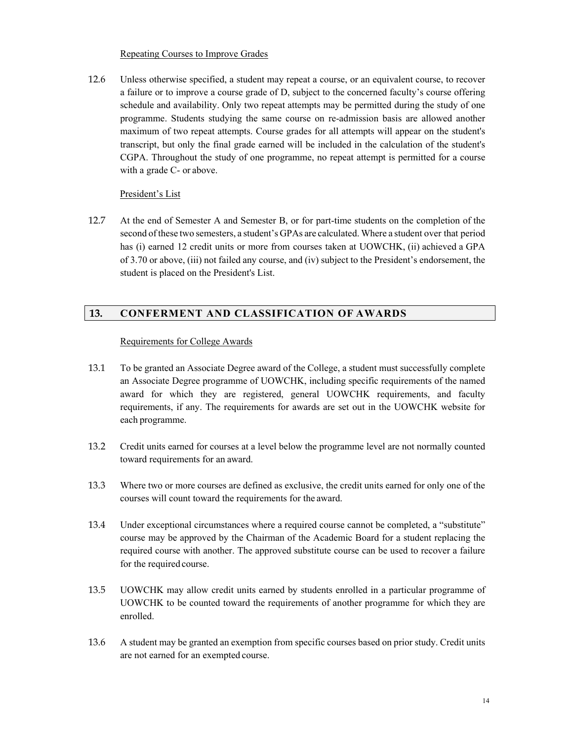Repeating Courses to Improve Grades

12.6 Unless otherwise specified, a student may repeat a course, or an equivalent course, to recover a failure or to improve a course grade of D, subject to the concerned faculty's course offering schedule and availability. Only two repeat attempts may be permitted during the study of one programme. Students studying the same course on re-admission basis are allowed another maximum of two repeat attempts. Course grades for all attempts will appear on the student's transcript, but only the final grade earned will be included in the calculation of the student's CGPA. Throughout the study of one programme, no repeat attempt is permitted for a course with a grade C- or above.

President's List

12.7 At the end of Semester A and Semester B, or for part-time students on the completion of the second of these two semesters, a student's GPAs are calculated. Where a student over that period has (i) earned 12 credit units or more from courses taken at UOWCHK, (ii) achieved a GPA of 3.70 or above, (iii) not failed any course, and (iv) subject to the President's endorsement, the student is placed on the President's List.

## 13. CONFERMENT AND CLASSIFICATION OF AWARDS

Requirements for College Awards

13.1 To be granted an Associate Degree award of the College, a student must successfully complete an Associate Degree programme of UOWCHK, including specific requirements of the named award for which they are registered, general UOWCHK requirements, and faculty requirements, if any. The requirements for awards are set out in the UOWCHK website for each programme.

13.2 Credit units earned for courses at a level below the programme level are not normally counted toward requirements for an award.

13.3 Where two or more courses are defined as exclusive, the credit units earned for only one of the courses will count toward the requirements for the award.

13.4 Under exceptional circumstances where a required course cannot be completed, a "substitute" course may be approved by the Chairman of the Academic Board for a student replacing the required course with another. The approved substitute course can be used to recover a failure for the required course.

13.5 UOWCHK may allow credit units earned by students enrolled in a particular programme of UOWCHK to be counted toward the requirements of another programme for which they are enrolled.

13.6 A student may be granted an exemption from specific courses based on prior study. Credit units are not earned for an exempted course.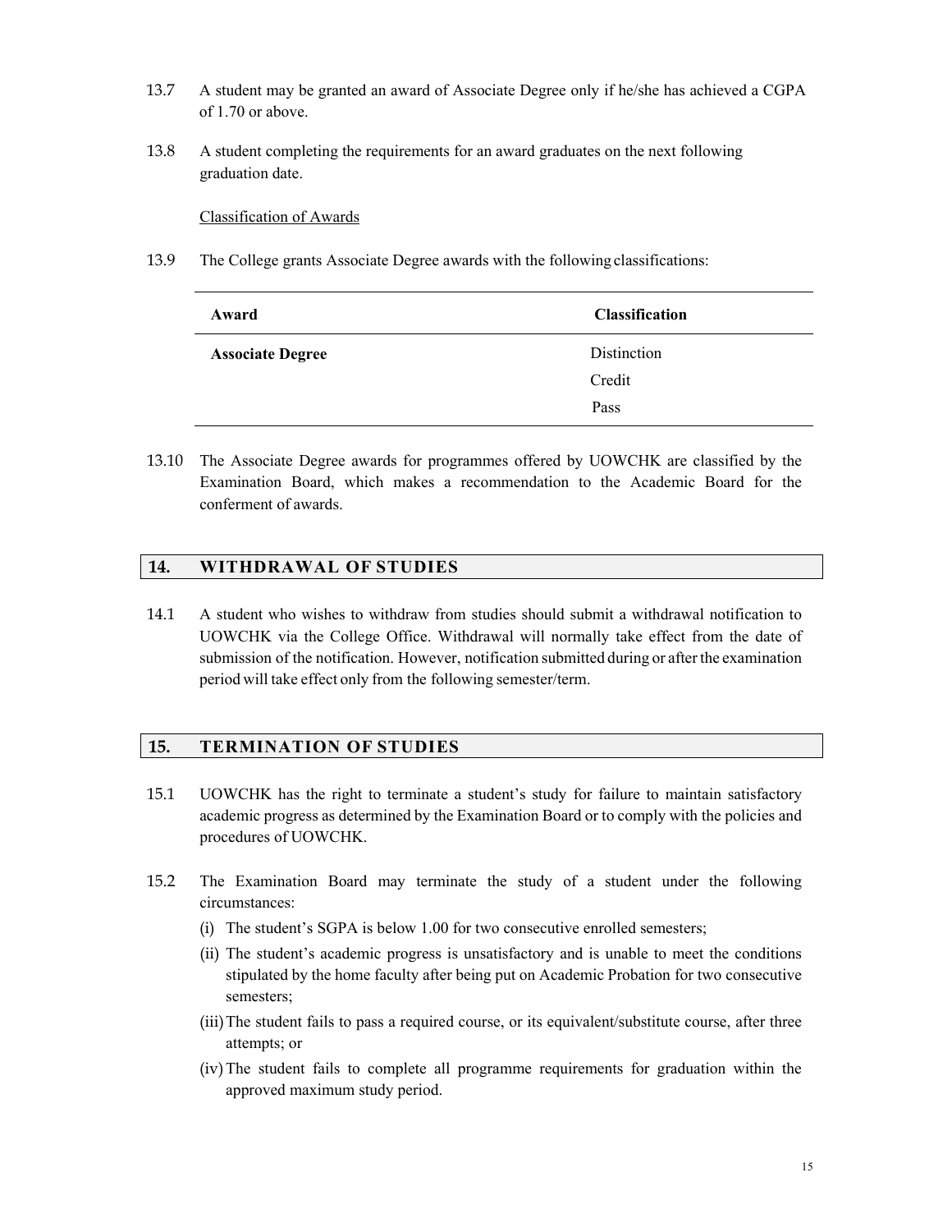13.7 A student may be granted an award of Associate Degree only if he/she has achieved a CGPA of 1.70 or above.

13.8 A student completing the requirements for an award graduates on the next following graduation date.

<u>Classification of Awards</u>

13.9 The College grants Associate Degree awards with the following classifications:

| **Award** | **Classification** |
|---|---|
| **Associate Degree** | Distinction<br>Credit<br>Pass |

13.10 The Associate Degree awards for programmes offered by UOWCHK are classified by the Examination Board, which makes a recommendation to the Academic Board for the conferment of awards.

## 14. WITHDRAWAL OF STUDIES

14.1 A student who wishes to withdraw from studies should submit a withdrawal notification to UOWCHK via the College Office. Withdrawal will normally take effect from the date of submission of the notification. However, notification submitted during or after the examination period will take effect only from the following semester/term.

## 15. TERMINATION OF STUDIES

15.1 UOWCHK has the right to terminate a student's study for failure to maintain satisfactory academic progress as determined by the Examination Board or to comply with the policies and procedures of UOWCHK.

15.2 The Examination Board may terminate the study of a student under the following circumstances:

(i) The student's SGPA is below 1.00 for two consecutive enrolled semesters;

(ii) The student's academic progress is unsatisfactory and is unable to meet the conditions stipulated by the home faculty after being put on Academic Probation for two consecutive semesters;

(iii) The student fails to pass a required course, or its equivalent/substitute course, after three attempts; or

(iv) The student fails to complete all programme requirements for graduation within the approved maximum study period.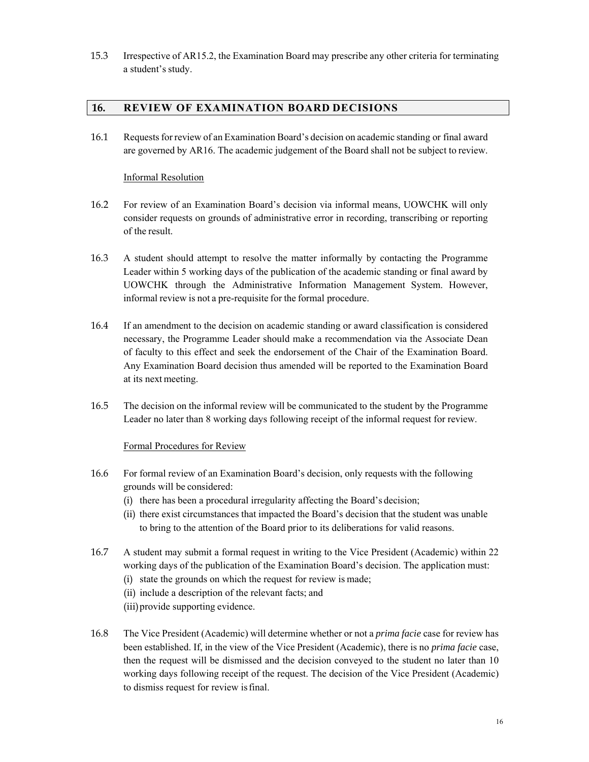15.3 Irrespective of AR15.2, the Examination Board may prescribe any other criteria for terminating a student's study.

## 16. REVIEW OF EXAMINATION BOARD DECISIONS

16.1 Requests for review of an Examination Board's decision on academic standing or final award are governed by AR16. The academic judgement of the Board shall not be subject to review.

Informal Resolution

16.2 For review of an Examination Board's decision via informal means, UOWCHK will only consider requests on grounds of administrative error in recording, transcribing or reporting of the result.

16.3 A student should attempt to resolve the matter informally by contacting the Programme Leader within 5 working days of the publication of the academic standing or final award by UOWCHK through the Administrative Information Management System. However, informal review is not a pre-requisite for the formal procedure.

16.4 If an amendment to the decision on academic standing or award classification is considered necessary, the Programme Leader should make a recommendation via the Associate Dean of faculty to this effect and seek the endorsement of the Chair of the Examination Board. Any Examination Board decision thus amended will be reported to the Examination Board at its next meeting.

16.5 The decision on the informal review will be communicated to the student by the Programme Leader no later than 8 working days following receipt of the informal request for review.

Formal Procedures for Review

16.6 For formal review of an Examination Board's decision, only requests with the following grounds will be considered:
(i) there has been a procedural irregularity affecting the Board's decision;
(ii) there exist circumstances that impacted the Board's decision that the student was unable to bring to the attention of the Board prior to its deliberations for valid reasons.

16.7 A student may submit a formal request in writing to the Vice President (Academic) within 22 working days of the publication of the Examination Board's decision. The application must:
(i) state the grounds on which the request for review is made;
(ii) include a description of the relevant facts; and
(iii) provide supporting evidence.

16.8 The Vice President (Academic) will determine whether or not a *prima facie* case for review has been established. If, in the view of the Vice President (Academic), there is no *prima facie* case, then the request will be dismissed and the decision conveyed to the student no later than 10 working days following receipt of the request. The decision of the Vice President (Academic) to dismiss request for review is final.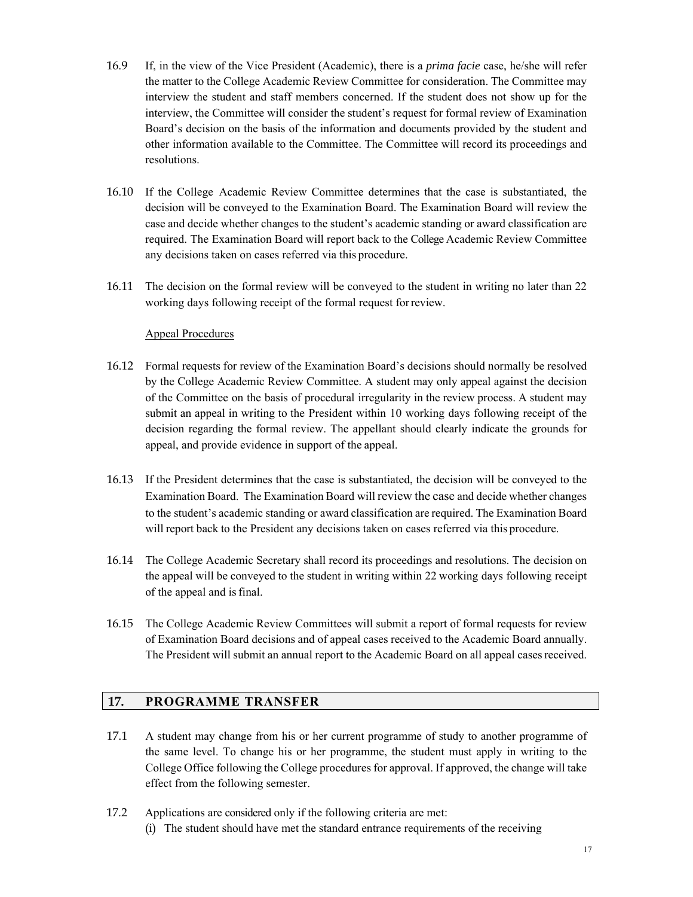16.9 If, in the view of the Vice President (Academic), there is a *prima facie* case, he/she will refer the matter to the College Academic Review Committee for consideration. The Committee may interview the student and staff members concerned. If the student does not show up for the interview, the Committee will consider the student's request for formal review of Examination Board's decision on the basis of the information and documents provided by the student and other information available to the Committee. The Committee will record its proceedings and resolutions.

16.10 If the College Academic Review Committee determines that the case is substantiated, the decision will be conveyed to the Examination Board. The Examination Board will review the case and decide whether changes to the student's academic standing or award classification are required. The Examination Board will report back to the College Academic Review Committee any decisions taken on cases referred via this procedure.

16.11 The decision on the formal review will be conveyed to the student in writing no later than 22 working days following receipt of the formal request for review.

<u>Appeal Procedures</u>

16.12 Formal requests for review of the Examination Board's decisions should normally be resolved by the College Academic Review Committee. A student may only appeal against the decision of the Committee on the basis of procedural irregularity in the review process. A student may submit an appeal in writing to the President within 10 working days following receipt of the decision regarding the formal review. The appellant should clearly indicate the grounds for appeal, and provide evidence in support of the appeal.

16.13 If the President determines that the case is substantiated, the decision will be conveyed to the Examination Board. The Examination Board will review the case and decide whether changes to the student's academic standing or award classification are required. The Examination Board will report back to the President any decisions taken on cases referred via this procedure.

16.14 The College Academic Secretary shall record its proceedings and resolutions. The decision on the appeal will be conveyed to the student in writing within 22 working days following receipt of the appeal and is final.

16.15 The College Academic Review Committees will submit a report of formal requests for review of Examination Board decisions and of appeal cases received to the Academic Board annually. The President will submit an annual report to the Academic Board on all appeal cases received.

## 17. PROGRAMME TRANSFER

17.1 A student may change from his or her current programme of study to another programme of the same level. To change his or her programme, the student must apply in writing to the College Office following the College procedures for approval. If approved, the change will take effect from the following semester.

17.2 Applications are considered only if the following criteria are met:

(i) The student should have met the standard entrance requirements of the receiving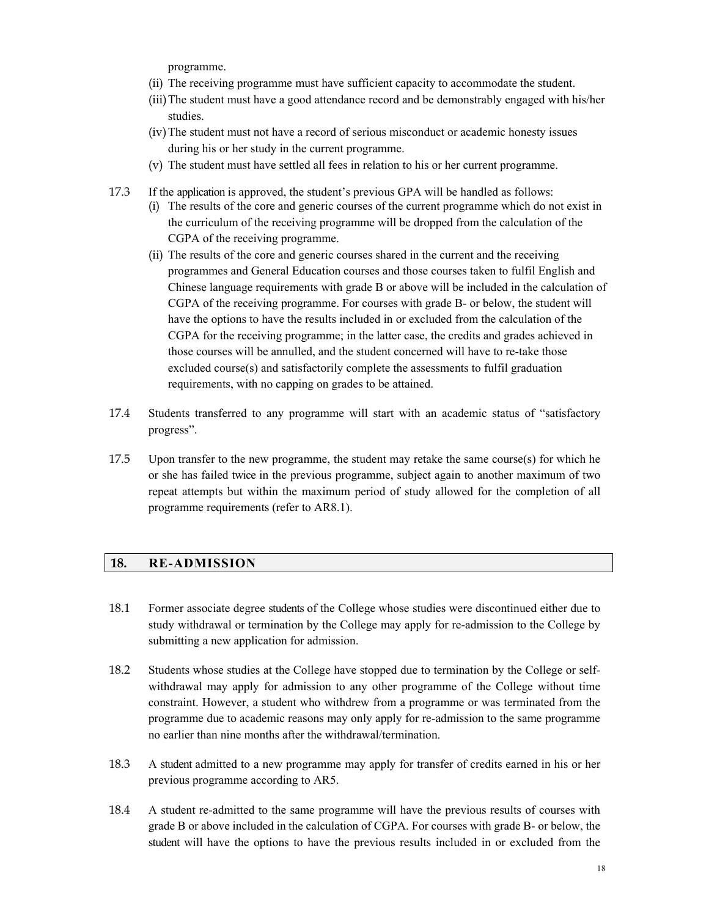programme.

(ii) The receiving programme must have sufficient capacity to accommodate the student.

(iii) The student must have a good attendance record and be demonstrably engaged with his/her studies.

(iv) The student must not have a record of serious misconduct or academic honesty issues during his or her study in the current programme.

(v) The student must have settled all fees in relation to his or her current programme.

17.3 If the application is approved, the student's previous GPA will be handled as follows:

(i) The results of the core and generic courses of the current programme which do not exist in the curriculum of the receiving programme will be dropped from the calculation of the CGPA of the receiving programme.

(ii) The results of the core and generic courses shared in the current and the receiving programmes and General Education courses and those courses taken to fulfil English and Chinese language requirements with grade B or above will be included in the calculation of CGPA of the receiving programme. For courses with grade B- or below, the student will have the options to have the results included in or excluded from the calculation of the CGPA for the receiving programme; in the latter case, the credits and grades achieved in those courses will be annulled, and the student concerned will have to re-take those excluded course(s) and satisfactorily complete the assessments to fulfil graduation requirements, with no capping on grades to be attained.

17.4 Students transferred to any programme will start with an academic status of "satisfactory progress".

17.5 Upon transfer to the new programme, the student may retake the same course(s) for which he or she has failed twice in the previous programme, subject again to another maximum of two repeat attempts but within the maximum period of study allowed for the completion of all programme requirements (refer to AR8.1).

## 18. RE-ADMISSION

18.1 Former associate degree students of the College whose studies were discontinued either due to study withdrawal or termination by the College may apply for re-admission to the College by submitting a new application for admission.

18.2 Students whose studies at the College have stopped due to termination by the College or self-withdrawal may apply for admission to any other programme of the College without time constraint. However, a student who withdrew from a programme or was terminated from the programme due to academic reasons may only apply for re-admission to the same programme no earlier than nine months after the withdrawal/termination.

18.3 A student admitted to a new programme may apply for transfer of credits earned in his or her previous programme according to AR5.

18.4 A student re-admitted to the same programme will have the previous results of courses with grade B or above included in the calculation of CGPA. For courses with grade B- or below, the student will have the options to have the previous results included in or excluded from the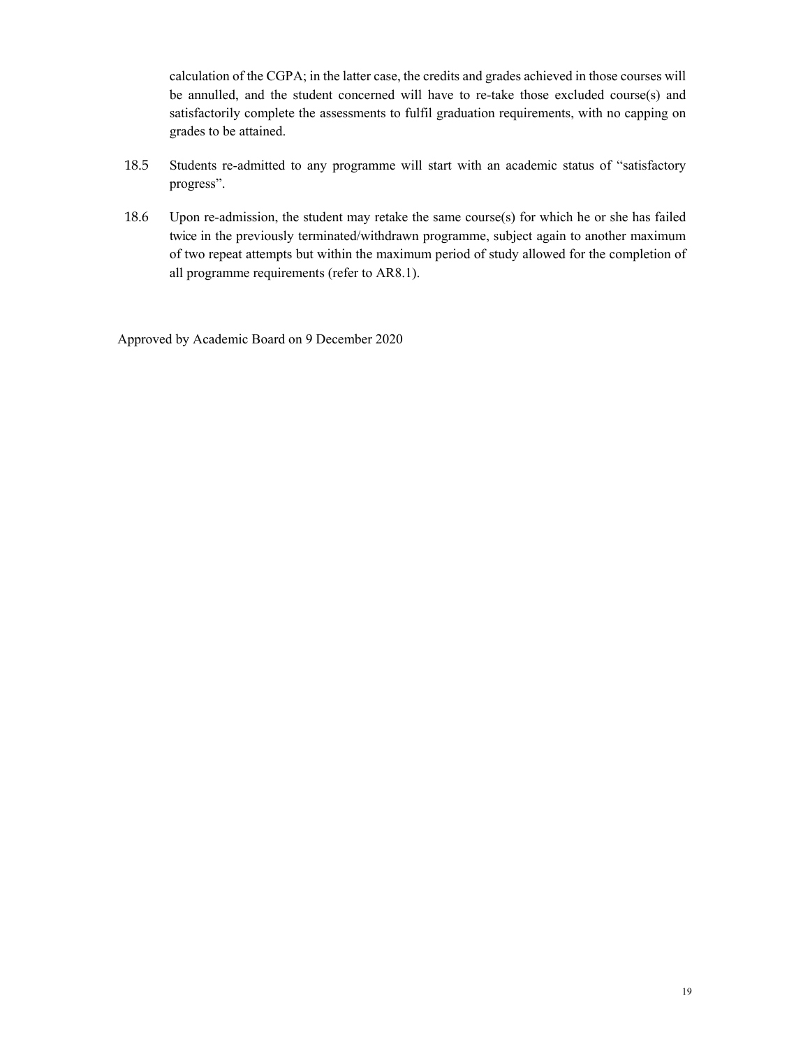calculation of the CGPA; in the latter case, the credits and grades achieved in those courses will be annulled, and the student concerned will have to re-take those excluded course(s) and satisfactorily complete the assessments to fulfil graduation requirements, with no capping on grades to be attained.

18.5 Students re-admitted to any programme will start with an academic status of "satisfactory progress".

18.6 Upon re-admission, the student may retake the same course(s) for which he or she has failed twice in the previously terminated/withdrawn programme, subject again to another maximum of two repeat attempts but within the maximum period of study allowed for the completion of all programme requirements (refer to AR8.1).

Approved by Academic Board on 9 December 2020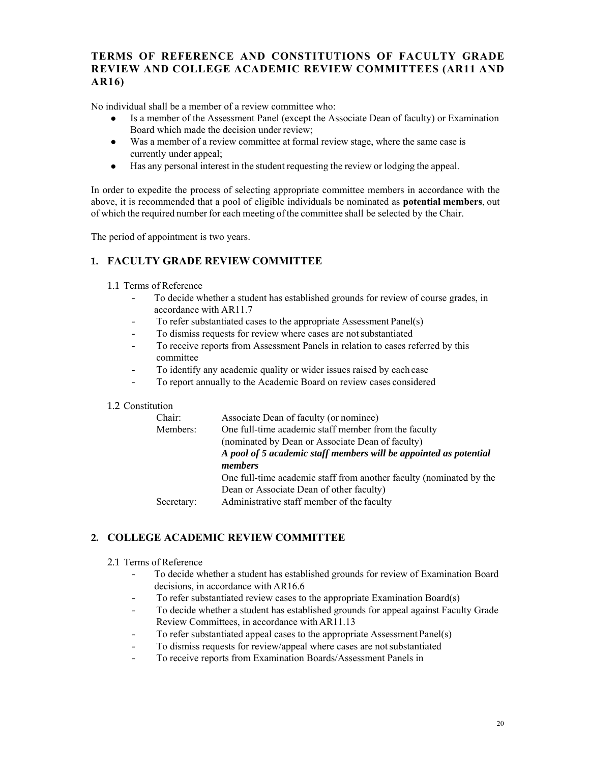## TERMS OF REFERENCE AND CONSTITUTIONS OF FACULTY GRADE REVIEW AND COLLEGE ACADEMIC REVIEW COMMITTEES (AR11 AND AR16)

No individual shall be a member of a review committee who:

- Is a member of the Assessment Panel (except the Associate Dean of faculty) or Examination Board which made the decision under review;
- Was a member of a review committee at formal review stage, where the same case is currently under appeal;
- Has any personal interest in the student requesting the review or lodging the appeal.

In order to expedite the process of selecting appropriate committee members in accordance with the above, it is recommended that a pool of eligible individuals be nominated as **potential members**, out of which the required number for each meeting of the committee shall be selected by the Chair.

The period of appointment is two years.

### 1. FACULTY GRADE REVIEW COMMITTEE

1.1 Terms of Reference

- To decide whether a student has established grounds for review of course grades, in accordance with AR11.7
- To refer substantiated cases to the appropriate Assessment Panel(s)
- To dismiss requests for review where cases are not substantiated
- To receive reports from Assessment Panels in relation to cases referred by this committee
- To identify any academic quality or wider issues raised by each case
- To report annually to the Academic Board on review cases considered

1.2 Constitution

| | |
|---|---|
| Chair: | Associate Dean of faculty (or nominee) |
| Members: | One full-time academic staff member from the faculty (nominated by Dean or Associate Dean of faculty)<br>***A pool of 5 academic staff members will be appointed as potential members***<br>One full-time academic staff from another faculty (nominated by the Dean or Associate Dean of other faculty) |
| Secretary: | Administrative staff member of the faculty |

### 2. COLLEGE ACADEMIC REVIEW COMMITTEE

2.1 Terms of Reference

- To decide whether a student has established grounds for review of Examination Board decisions, in accordance with AR16.6
- To refer substantiated review cases to the appropriate Examination Board(s)
- To decide whether a student has established grounds for appeal against Faculty Grade Review Committees, in accordance with AR11.13
- To refer substantiated appeal cases to the appropriate Assessment Panel(s)
- To dismiss requests for review/appeal where cases are not substantiated
- To receive reports from Examination Boards/Assessment Panels in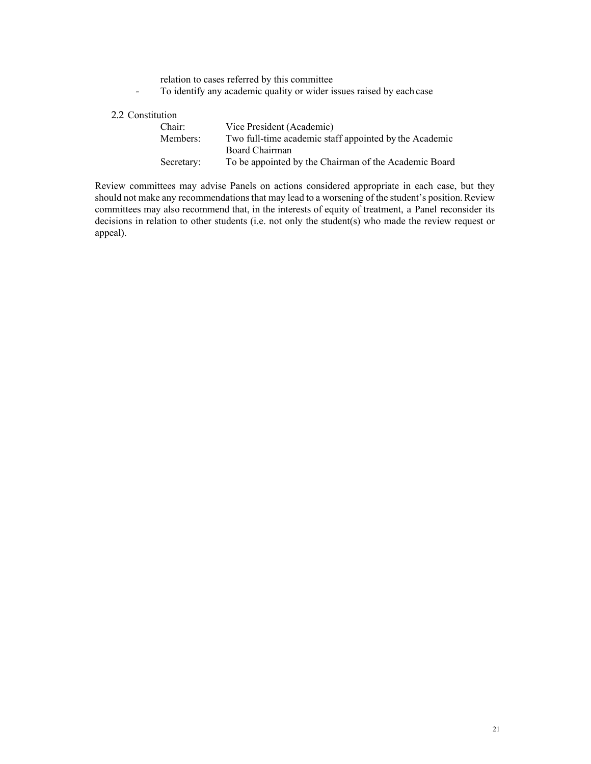relation to cases referred by this committee

- To identify any academic quality or wider issues raised by each case

2.2 Constitution

| | |
|---|---|
| Chair: | Vice President (Academic) |
| Members: | Two full-time academic staff appointed by the Academic Board Chairman |
| Secretary: | To be appointed by the Chairman of the Academic Board |

Review committees may advise Panels on actions considered appropriate in each case, but they should not make any recommendations that may lead to a worsening of the student's position. Review committees may also recommend that, in the interests of equity of treatment, a Panel reconsider its decisions in relation to other students (i.e. not only the student(s) who made the review request or appeal).